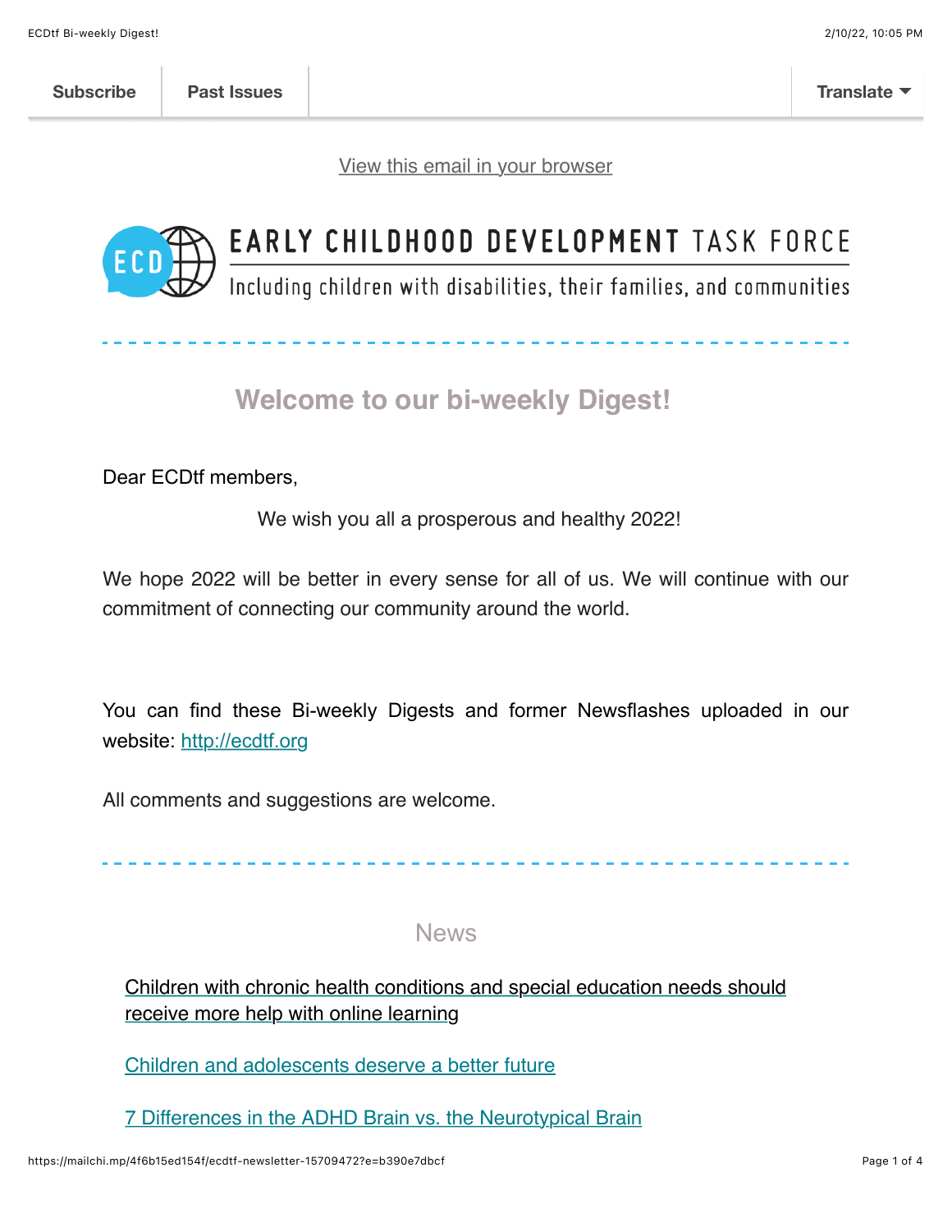Subscribe | Past Issues | Translate

View this email in your browser

EARLY CHILDHOOD DEVELOPMENT TASK FORCE

Including children with disabilities, their families, and communities

## Welcome to our bi-weekly Digest!

Dear ECDtf members,

We wish you all a prosperous and healthy 2022!

We hope 2022 will be better in every sense for all of us. We will continue with our commitment of connecting our community around the world.

You can find these Bi-weekly Digests and former Newsflashes uploaded in our website: http://ecdtf.org

All comments and suggestions are welcome.

## News

Children with chronic health conditions and special education needs should receive more help with online learning

Children and adolescents deserve a better future

7 Differences in the ADHD Brain vs. the Neurotypical Brain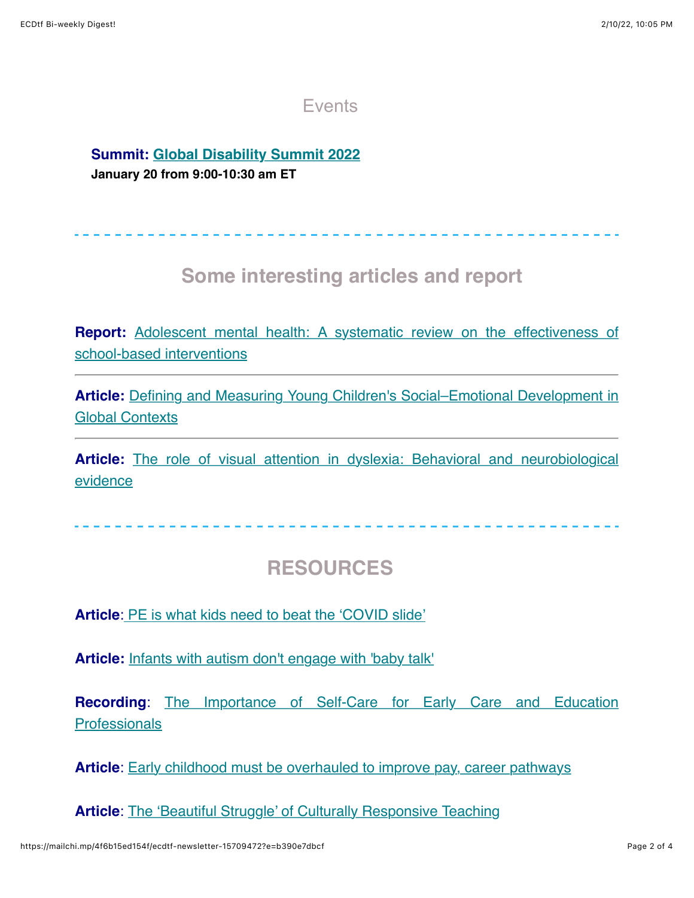## Events

**Summit: Global Disability Summit 2022**
**January 20 from 9:00-10:30 am ET**

---

## Some interesting articles and report

**Report:** Adolescent mental health: A systematic review on the effectiveness of school-based interventions

---

**Article:** Defining and Measuring Young Children's Social–Emotional Development in Global Contexts

---

**Article:** The role of visual attention in dyslexia: Behavioral and neurobiological evidence

---

## RESOURCES

**Article**: PE is what kids need to beat the 'COVID slide'

**Article:** Infants with autism don't engage with 'baby talk'

**Recording**: The Importance of Self-Care for Early Care and Education Professionals

**Article**: Early childhood must be overhauled to improve pay, career pathways

**Article**: The 'Beautiful Struggle' of Culturally Responsive Teaching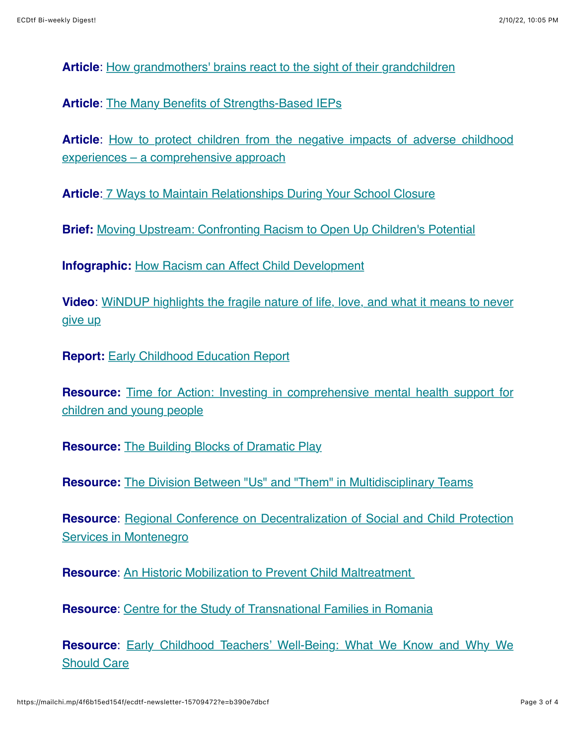**Article**: How grandmothers' brains react to the sight of their grandchildren

**Article**: The Many Benefits of Strengths-Based IEPs

**Article**: How to protect children from the negative impacts of adverse childhood experiences – a comprehensive approach

**Article**: 7 Ways to Maintain Relationships During Your School Closure

**Brief:** Moving Upstream: Confronting Racism to Open Up Children's Potential

**Infographic:** How Racism can Affect Child Development

**Video**: WiNDUP highlights the fragile nature of life, love, and what it means to never give up

**Report:** Early Childhood Education Report

**Resource:** Time for Action: Investing in comprehensive mental health support for children and young people

**Resource:** The Building Blocks of Dramatic Play

**Resource:** The Division Between "Us" and "Them" in Multidisciplinary Teams

**Resource**: Regional Conference on Decentralization of Social and Child Protection Services in Montenegro

**Resource**: An Historic Mobilization to Prevent Child Maltreatment

**Resource**: Centre for the Study of Transnational Families in Romania

**Resource**: Early Childhood Teachers' Well-Being: What We Know and Why We Should Care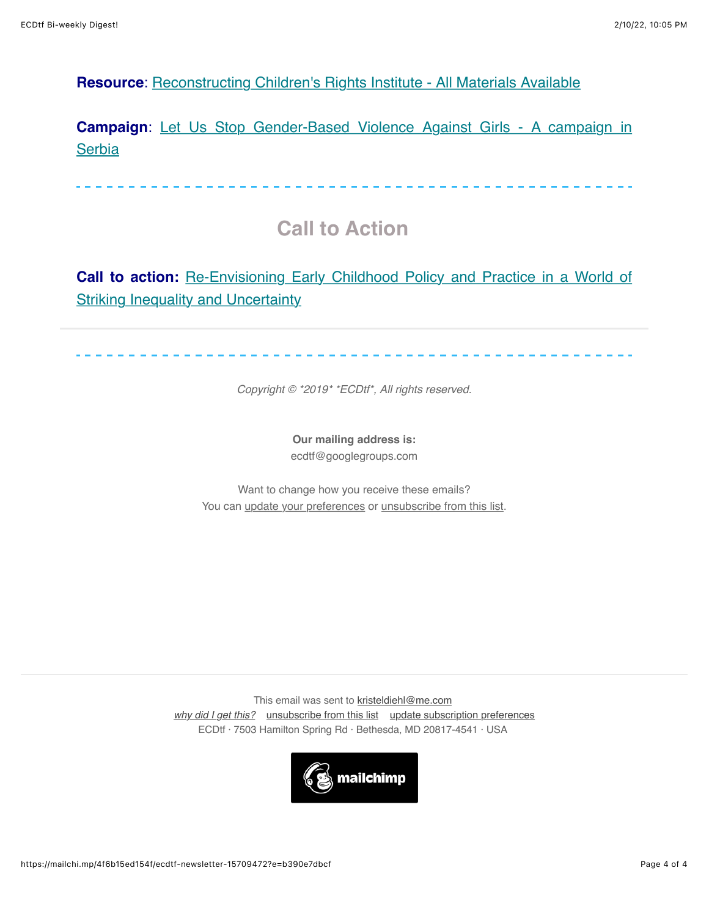**Resource**: Reconstructing Children's Rights Institute - All Materials Available

**Campaign**: Let Us Stop Gender-Based Violence Against Girls - A campaign in Serbia

## Call to Action

**Call to action:** Re-Envisioning Early Childhood Policy and Practice in a World of Striking Inequality and Uncertainty

*Copyright © *2019* *ECDtf*, All rights reserved.*

**Our mailing address is:**
ecdtf@googlegroups.com

Want to change how you receive these emails?
You can update your preferences or unsubscribe from this list.

This email was sent to kristeldiehl@me.com
*why did I get this?* unsubscribe from this list update subscription preferences
ECDtf · 7503 Hamilton Spring Rd · Bethesda, MD 20817-4541 · USA

mailchimp